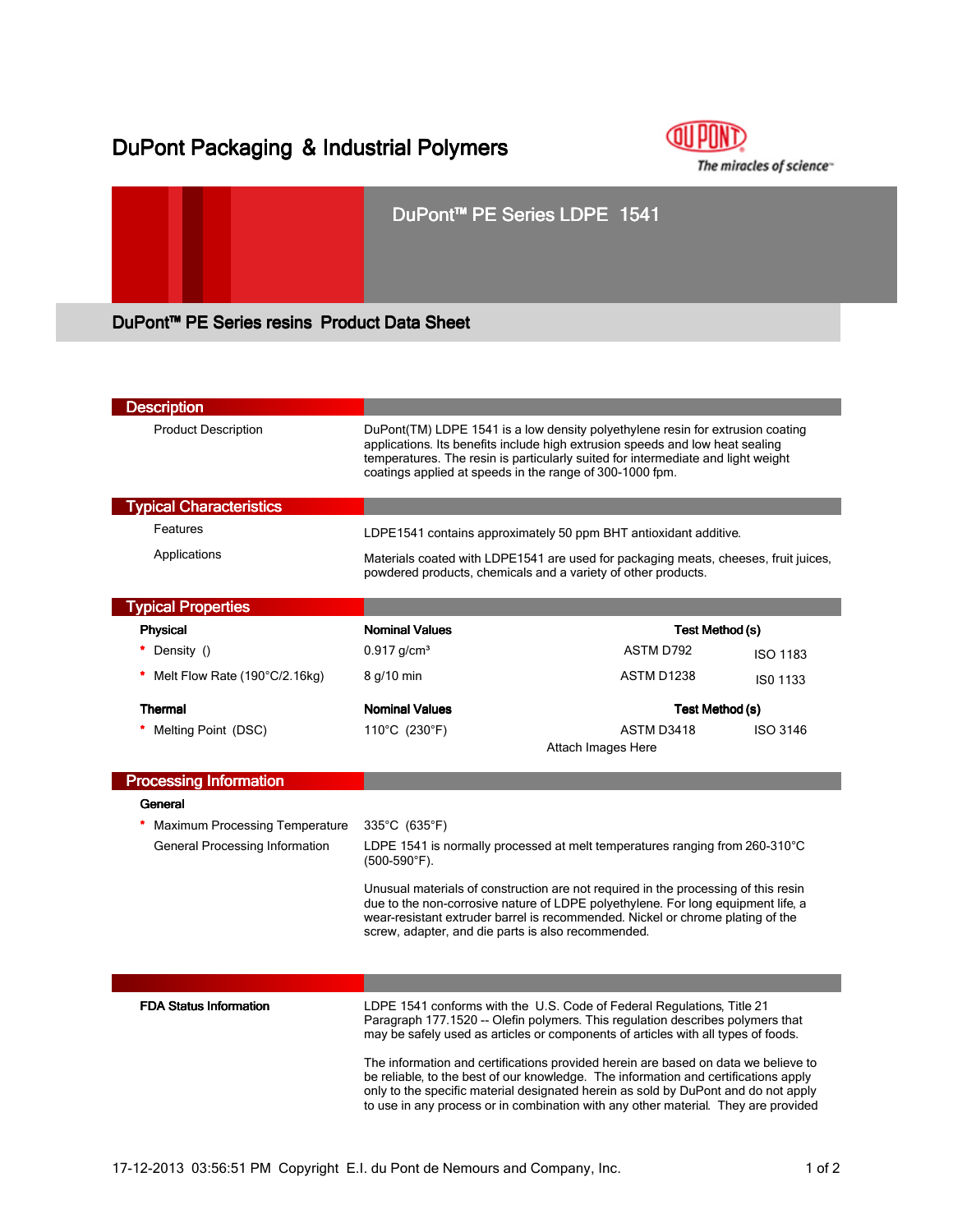# DuPont Packaging & Industrial Polymers

## DuPont™ PE Series LDPE 1541

## DuPont™ PE Series resins Product Data Sheet

### Description

**Product Description**

DuPont(TM) LDPE 1541 is a low density polyethylene resin for extrusion coating applications. Its benefits include high extrusion speeds and low heat sealing temperatures. The resin is particularly suited for intermediate and light weight coatings applied at speeds in the range of 300-1000 fpm.

### Typical Characteristics

**Features**

LDPE1541 contains approximately 50 ppm BHT antioxidant additive.

**Applications**

Materials coated with LDPE1541 are used for packaging meats, cheeses, fruit juices, powdered products, chemicals and a variety of other products.

### Typical Properties

| Physical | Nominal Values | Test Method (s) | |
|---|---|---|---|
| * Density () | 0.917 g/cm³ | ASTM D792 | ISO 1183 |
| * Melt Flow Rate (190°C/2.16kg) | 8 g/10 min | ASTM D1238 | IS0 1133 |

| Thermal | Nominal Values | Test Method (s) | |
|---|---|---|---|
| * Melting Point (DSC) | 110°C (230°F) | ASTM D3418 | ISO 3146 |

Attach Images Here

### Processing Information

**General**

| | |
|---|---|
| * Maximum Processing Temperature | 335°C (635°F) |
| General Processing Information | LDPE 1541 is normally processed at melt temperatures ranging from 260-310°C (500-590°F). |

Unusual materials of construction are not required in the processing of this resin due to the non-corrosive nature of LDPE polyethylene. For long equipment life, a wear-resistant extruder barrel is recommended. Nickel or chrome plating of the screw, adapter, and die parts is also recommended.

**FDA Status Information**

LDPE 1541 conforms with the U.S. Code of Federal Regulations, Title 21 Paragraph 177.1520 -- Olefin polymers. This regulation describes polymers that may be safely used as articles or components of articles with all types of foods.

The information and certifications provided herein are based on data we believe to be reliable, to the best of our knowledge. The information and certifications apply only to the specific material designated herein as sold by DuPont and do not apply to use in any process or in combination with any other material. They are provided

17-12-2013 03:56:51 PM Copyright E.I. du Pont de Nemours and Company, Inc.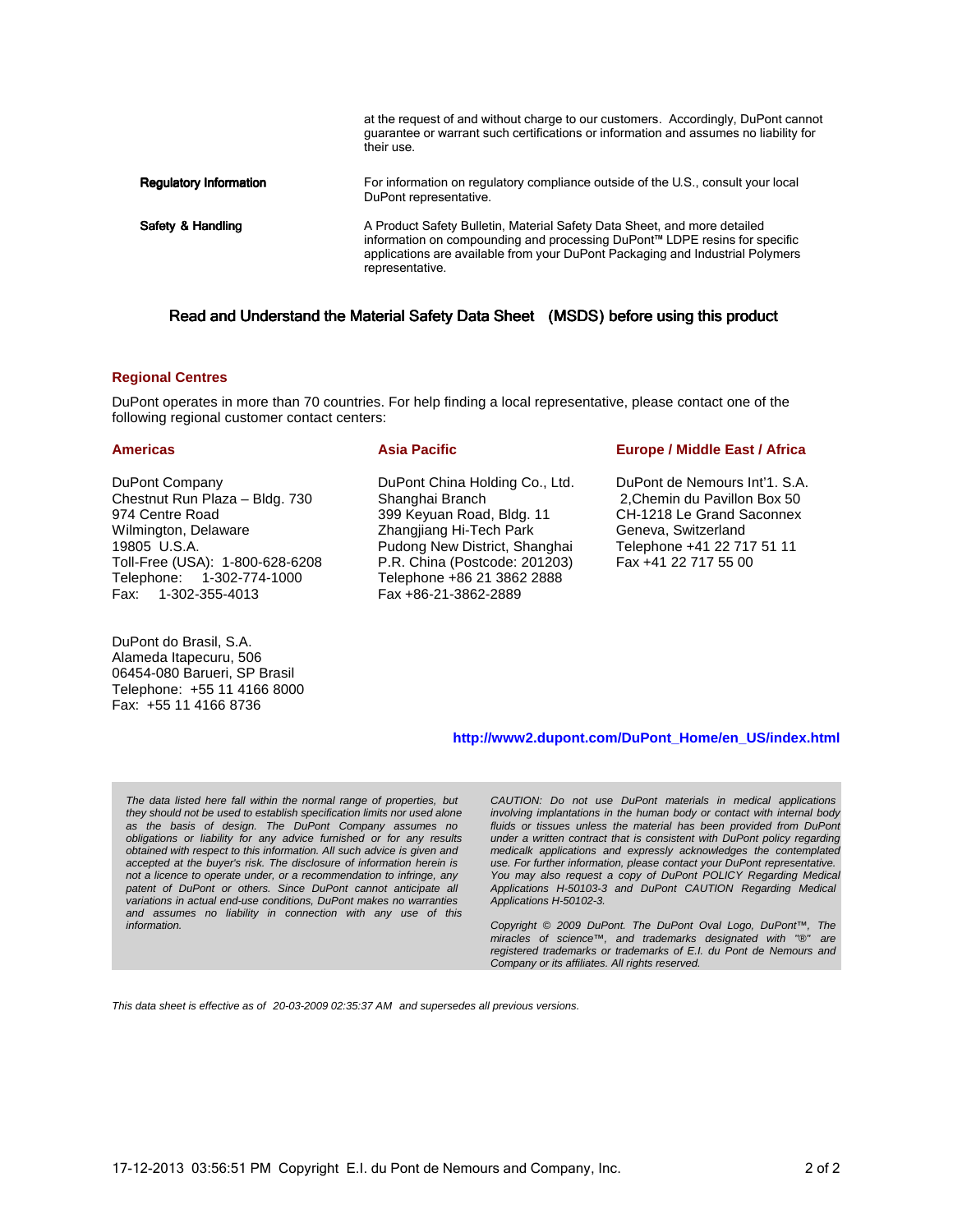at the request of and without charge to our customers. Accordingly, DuPont cannot guarantee or warrant such certifications or information and assumes no liability for their use.

| | |
|---|---|
| **Regulatory Information** | For information on regulatory compliance outside of the U.S., consult your local DuPont representative. |
| **Safety & Handling** | A Product Safety Bulletin, Material Safety Data Sheet, and more detailed information on compounding and processing DuPont™ LDPE resins for specific applications are available from your DuPont Packaging and Industrial Polymers representative. |

**Read and Understand the Material Safety Data Sheet (MSDS) before using this product**

## Regional Centres

DuPont operates in more than 70 countries. For help finding a local representative, please contact one of the following regional customer contact centers:

### Americas

DuPont Company
Chestnut Run Plaza – Bldg. 730
974 Centre Road
Wilmington, Delaware
19805 U.S.A.
Toll-Free (USA): 1-800-628-6208
Telephone: 1-302-774-1000
Fax: 1-302-355-4013

DuPont do Brasil, S.A.
Alameda Itapecuru, 506
06454-080 Barueri, SP Brasil
Telephone: +55 11 4166 8000
Fax: +55 11 4166 8736

### Asia Pacific

DuPont China Holding Co., Ltd.
Shanghai Branch
399 Keyuan Road, Bldg. 11
Zhangjiang Hi-Tech Park
Pudong New District, Shanghai
P.R. China (Postcode: 201203)
Telephone +86 21 3862 2888
Fax +86-21-3862-2889

### Europe / Middle East / Africa

DuPont de Nemours Int'1. S.A.
2,Chemin du Pavillon Box 50
CH-1218 Le Grand Saconnex
Geneva, Switzerland
Telephone +41 22 717 51 11
Fax +41 22 717 55 00

**http://www2.dupont.com/DuPont_Home/en_US/index.html**

*The data listed here fall within the normal range of properties, but they should not be used to establish specification limits nor used alone as the basis of design. The DuPont Company assumes no obligations or liability for any advice furnished or for any results obtained with respect to this information. All such advice is given and accepted at the buyer's risk. The disclosure of information herein is not a licence to operate under, or a recommendation to infringe, any patent of DuPont or others. Since DuPont cannot anticipate all variations in actual end-use conditions, DuPont makes no warranties and assumes no liability in connection with any use of this information.*

*CAUTION: Do not use DuPont materials in medical applications involving implantations in the human body or contact with internal body fluids or tissues unless the material has been provided from DuPont under a written contract that is consistent with DuPont policy regarding medicalk applications and expressly acknowledges the contemplated use. For further information, please contact your DuPont representative. You may also request a copy of DuPont POLICY Regarding Medical Applications H-50103-3 and DuPont CAUTION Regarding Medical Applications H-50102-3.*

*Copyright © 2009 DuPont. The DuPont Oval Logo, DuPont™, The miracles of science™, and trademarks designated with "®" are registered trademarks or trademarks of E.I. du Pont de Nemours and Company or its affiliates. All rights reserved.*

*This data sheet is effective as of 20-03-2009 02:35:37 AM and supersedes all previous versions.*

17-12-2013 03:56:51 PM Copyright E.I. du Pont de Nemours and Company, Inc.